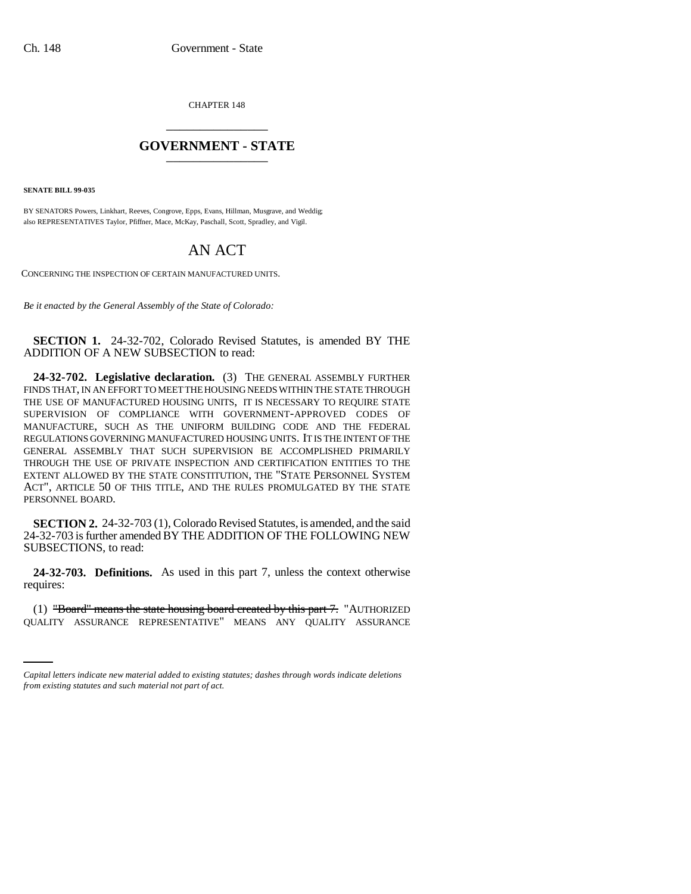CHAPTER 148

# GOVERNMENT - STATE

**SENATE BILL 99-035**

BY SENATORS Powers, Linkhart, Reeves, Congrove, Epps, Evans, Hillman, Musgrave, and Weddig;
also REPRESENTATIVES Taylor, Pfiffner, Mace, McKay, Paschall, Scott, Spradley, and Vigil.

# AN ACT

CONCERNING THE INSPECTION OF CERTAIN MANUFACTURED UNITS.

*Be it enacted by the General Assembly of the State of Colorado:*

**SECTION 1.** 24-32-702, Colorado Revised Statutes, is amended BY THE ADDITION OF A NEW SUBSECTION to read:

**24-32-702. Legislative declaration.** (3) THE GENERAL ASSEMBLY FURTHER FINDS THAT, IN AN EFFORT TO MEET THE HOUSING NEEDS WITHIN THE STATE THROUGH THE USE OF MANUFACTURED HOUSING UNITS, IT IS NECESSARY TO REQUIRE STATE SUPERVISION OF COMPLIANCE WITH GOVERNMENT-APPROVED CODES OF MANUFACTURE, SUCH AS THE UNIFORM BUILDING CODE AND THE FEDERAL REGULATIONS GOVERNING MANUFACTURED HOUSING UNITS. IT IS THE INTENT OF THE GENERAL ASSEMBLY THAT SUCH SUPERVISION BE ACCOMPLISHED PRIMARILY THROUGH THE USE OF PRIVATE INSPECTION AND CERTIFICATION ENTITIES TO THE EXTENT ALLOWED BY THE STATE CONSTITUTION, THE "STATE PERSONNEL SYSTEM ACT", ARTICLE 50 OF THIS TITLE, AND THE RULES PROMULGATED BY THE STATE PERSONNEL BOARD.

**SECTION 2.** 24-32-703 (1), Colorado Revised Statutes, is amended, and the said 24-32-703 is further amended BY THE ADDITION OF THE FOLLOWING NEW SUBSECTIONS, to read:

**24-32-703. Definitions.** As used in this part 7, unless the context otherwise requires:

(1) ~~"Board" means the state housing board created by this part 7.~~ "AUTHORIZED QUALITY ASSURANCE REPRESENTATIVE" MEANS ANY QUALITY ASSURANCE

*Capital letters indicate new material added to existing statutes; dashes through words indicate deletions from existing statutes and such material not part of act.*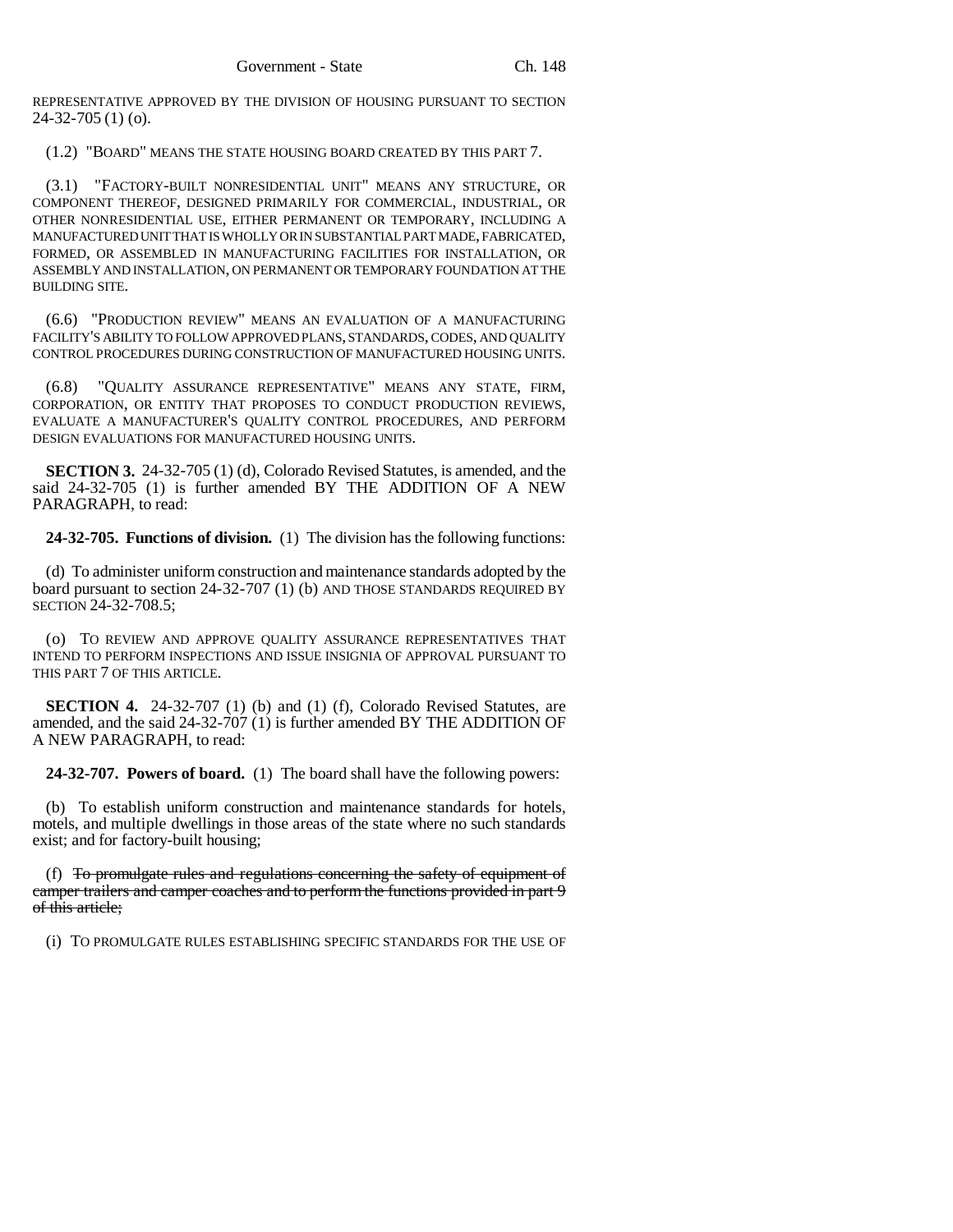REPRESENTATIVE APPROVED BY THE DIVISION OF HOUSING PURSUANT TO SECTION 24-32-705 (1) (o).

(1.2) "BOARD" MEANS THE STATE HOUSING BOARD CREATED BY THIS PART 7.

(3.1) "FACTORY-BUILT NONRESIDENTIAL UNIT" MEANS ANY STRUCTURE, OR COMPONENT THEREOF, DESIGNED PRIMARILY FOR COMMERCIAL, INDUSTRIAL, OR OTHER NONRESIDENTIAL USE, EITHER PERMANENT OR TEMPORARY, INCLUDING A MANUFACTURED UNIT THAT IS WHOLLY OR IN SUBSTANTIAL PART MADE, FABRICATED, FORMED, OR ASSEMBLED IN MANUFACTURING FACILITIES FOR INSTALLATION, OR ASSEMBLY AND INSTALLATION, ON PERMANENT OR TEMPORARY FOUNDATION AT THE BUILDING SITE.

(6.6) "PRODUCTION REVIEW" MEANS AN EVALUATION OF A MANUFACTURING FACILITY'S ABILITY TO FOLLOW APPROVED PLANS, STANDARDS, CODES, AND QUALITY CONTROL PROCEDURES DURING CONSTRUCTION OF MANUFACTURED HOUSING UNITS.

(6.8) "QUALITY ASSURANCE REPRESENTATIVE" MEANS ANY STATE, FIRM, CORPORATION, OR ENTITY THAT PROPOSES TO CONDUCT PRODUCTION REVIEWS, EVALUATE A MANUFACTURER'S QUALITY CONTROL PROCEDURES, AND PERFORM DESIGN EVALUATIONS FOR MANUFACTURED HOUSING UNITS.

**SECTION 3.** 24-32-705 (1) (d), Colorado Revised Statutes, is amended, and the said 24-32-705 (1) is further amended BY THE ADDITION OF A NEW PARAGRAPH, to read:

**24-32-705. Functions of division.** (1) The division has the following functions:

(d) To administer uniform construction and maintenance standards adopted by the board pursuant to section 24-32-707 (1) (b) AND THOSE STANDARDS REQUIRED BY SECTION 24-32-708.5;

(o) TO REVIEW AND APPROVE QUALITY ASSURANCE REPRESENTATIVES THAT INTEND TO PERFORM INSPECTIONS AND ISSUE INSIGNIA OF APPROVAL PURSUANT TO THIS PART 7 OF THIS ARTICLE.

**SECTION 4.** 24-32-707 (1) (b) and (1) (f), Colorado Revised Statutes, are amended, and the said 24-32-707 (1) is further amended BY THE ADDITION OF A NEW PARAGRAPH, to read:

**24-32-707. Powers of board.** (1) The board shall have the following powers:

(b) To establish uniform construction and maintenance standards for hotels, motels, and multiple dwellings in those areas of the state where no such standards exist; and for factory-built housing;

(f) ~~To promulgate rules and regulations concerning the safety of equipment of camper trailers and camper coaches and to perform the functions provided in part 9 of this article;~~

(i) TO PROMULGATE RULES ESTABLISHING SPECIFIC STANDARDS FOR THE USE OF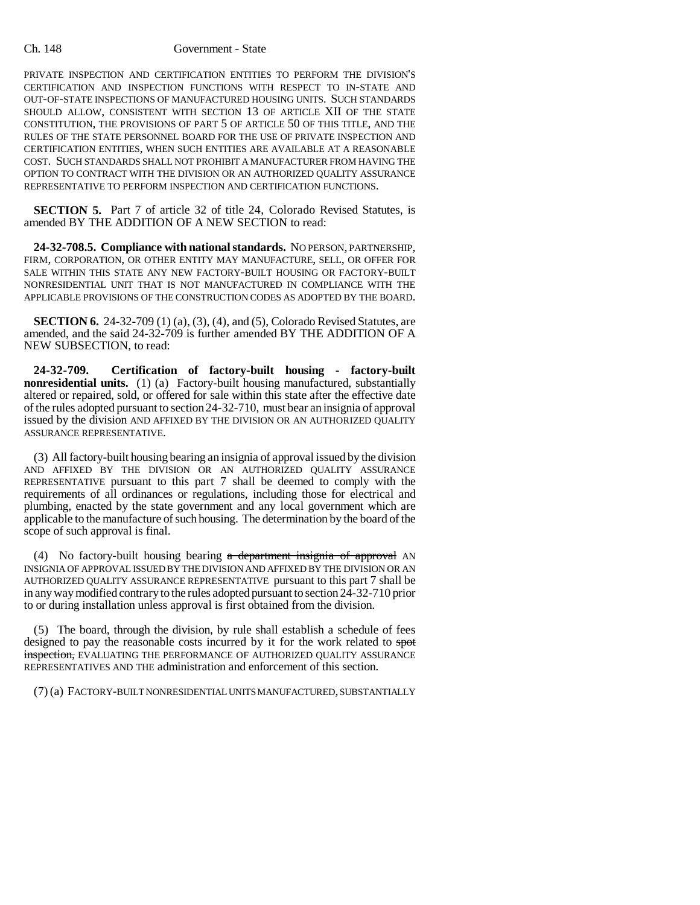PRIVATE INSPECTION AND CERTIFICATION ENTITIES TO PERFORM THE DIVISION'S CERTIFICATION AND INSPECTION FUNCTIONS WITH RESPECT TO IN-STATE AND OUT-OF-STATE INSPECTIONS OF MANUFACTURED HOUSING UNITS. SUCH STANDARDS SHOULD ALLOW, CONSISTENT WITH SECTION 13 OF ARTICLE XII OF THE STATE CONSTITUTION, THE PROVISIONS OF PART 5 OF ARTICLE 50 OF THIS TITLE, AND THE RULES OF THE STATE PERSONNEL BOARD FOR THE USE OF PRIVATE INSPECTION AND CERTIFICATION ENTITIES, WHEN SUCH ENTITIES ARE AVAILABLE AT A REASONABLE COST. SUCH STANDARDS SHALL NOT PROHIBIT A MANUFACTURER FROM HAVING THE OPTION TO CONTRACT WITH THE DIVISION OR AN AUTHORIZED QUALITY ASSURANCE REPRESENTATIVE TO PERFORM INSPECTION AND CERTIFICATION FUNCTIONS.

**SECTION 5.** Part 7 of article 32 of title 24, Colorado Revised Statutes, is amended BY THE ADDITION OF A NEW SECTION to read:

**24-32-708.5. Compliance with national standards.** NO PERSON, PARTNERSHIP, FIRM, CORPORATION, OR OTHER ENTITY MAY MANUFACTURE, SELL, OR OFFER FOR SALE WITHIN THIS STATE ANY NEW FACTORY-BUILT HOUSING OR FACTORY-BUILT NONRESIDENTIAL UNIT THAT IS NOT MANUFACTURED IN COMPLIANCE WITH THE APPLICABLE PROVISIONS OF THE CONSTRUCTION CODES AS ADOPTED BY THE BOARD.

**SECTION 6.** 24-32-709 (1) (a), (3), (4), and (5), Colorado Revised Statutes, are amended, and the said 24-32-709 is further amended BY THE ADDITION OF A NEW SUBSECTION, to read:

**24-32-709. Certification of factory-built housing - factory-built nonresidential units.** (1) (a) Factory-built housing manufactured, substantially altered or repaired, sold, or offered for sale within this state after the effective date of the rules adopted pursuant to section 24-32-710, must bear an insignia of approval issued by the division AND AFFIXED BY THE DIVISION OR AN AUTHORIZED QUALITY ASSURANCE REPRESENTATIVE.

(3) All factory-built housing bearing an insignia of approval issued by the division AND AFFIXED BY THE DIVISION OR AN AUTHORIZED QUALITY ASSURANCE REPRESENTATIVE pursuant to this part 7 shall be deemed to comply with the requirements of all ordinances or regulations, including those for electrical and plumbing, enacted by the state government and any local government which are applicable to the manufacture of such housing. The determination by the board of the scope of such approval is final.

(4) No factory-built housing bearing ~~a department insignia of approval~~ AN INSIGNIA OF APPROVAL ISSUED BY THE DIVISION AND AFFIXED BY THE DIVISION OR AN AUTHORIZED QUALITY ASSURANCE REPRESENTATIVE pursuant to this part 7 shall be in any way modified contrary to the rules adopted pursuant to section 24-32-710 prior to or during installation unless approval is first obtained from the division.

(5) The board, through the division, by rule shall establish a schedule of fees designed to pay the reasonable costs incurred by it for the work related to ~~spot inspection,~~ EVALUATING THE PERFORMANCE OF AUTHORIZED QUALITY ASSURANCE REPRESENTATIVES AND THE administration and enforcement of this section.

(7) (a) FACTORY-BUILT NONRESIDENTIAL UNITS MANUFACTURED, SUBSTANTIALLY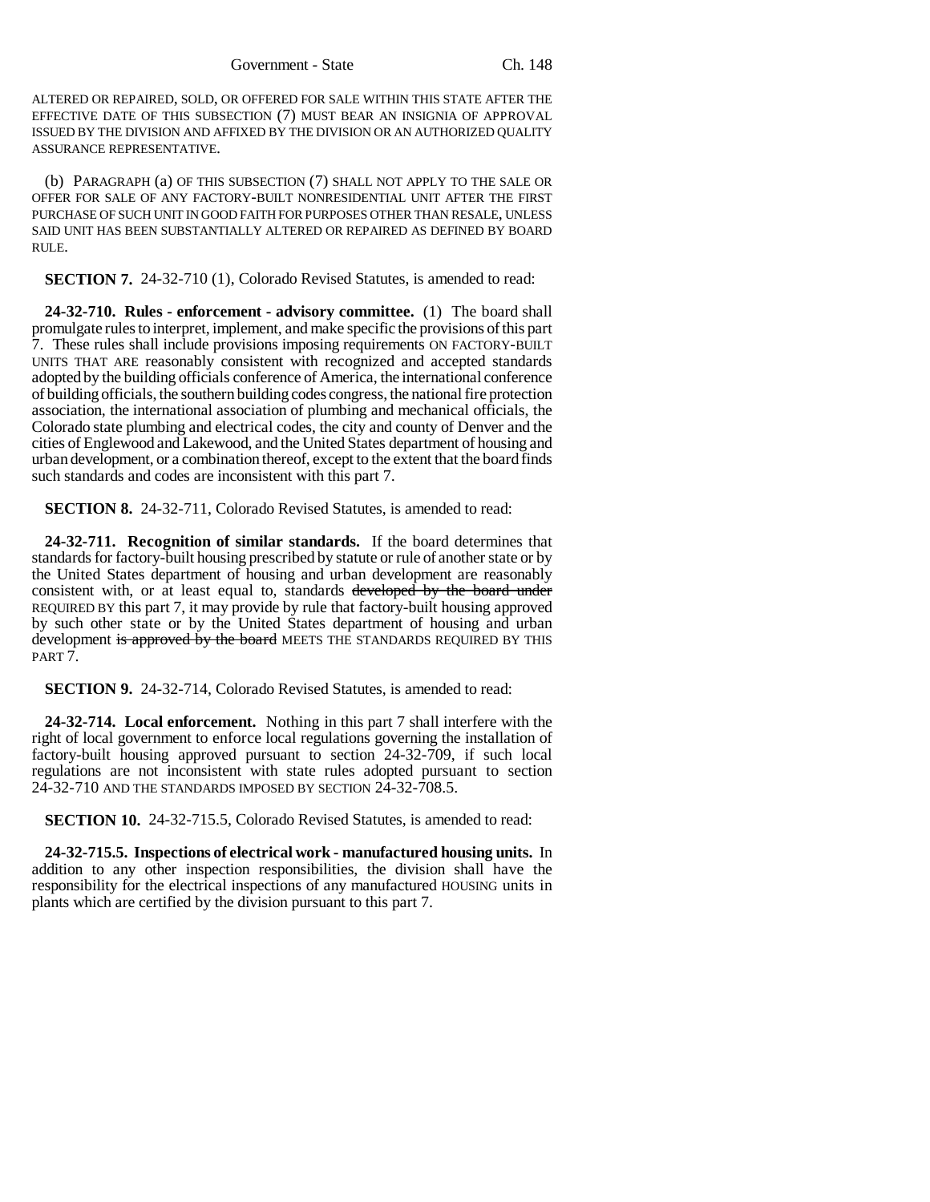ALTERED OR REPAIRED, SOLD, OR OFFERED FOR SALE WITHIN THIS STATE AFTER THE EFFECTIVE DATE OF THIS SUBSECTION (7) MUST BEAR AN INSIGNIA OF APPROVAL ISSUED BY THE DIVISION AND AFFIXED BY THE DIVISION OR AN AUTHORIZED QUALITY ASSURANCE REPRESENTATIVE.

(b) PARAGRAPH (a) OF THIS SUBSECTION (7) SHALL NOT APPLY TO THE SALE OR OFFER FOR SALE OF ANY FACTORY-BUILT NONRESIDENTIAL UNIT AFTER THE FIRST PURCHASE OF SUCH UNIT IN GOOD FAITH FOR PURPOSES OTHER THAN RESALE, UNLESS SAID UNIT HAS BEEN SUBSTANTIALLY ALTERED OR REPAIRED AS DEFINED BY BOARD RULE.

**SECTION 7.** 24-32-710 (1), Colorado Revised Statutes, is amended to read:

**24-32-710. Rules - enforcement - advisory committee.** (1) The board shall promulgate rules to interpret, implement, and make specific the provisions of this part 7. These rules shall include provisions imposing requirements ON FACTORY-BUILT UNITS THAT ARE reasonably consistent with recognized and accepted standards adopted by the building officials conference of America, the international conference of building officials, the southern building codes congress, the national fire protection association, the international association of plumbing and mechanical officials, the Colorado state plumbing and electrical codes, the city and county of Denver and the cities of Englewood and Lakewood, and the United States department of housing and urban development, or a combination thereof, except to the extent that the board finds such standards and codes are inconsistent with this part 7.

**SECTION 8.** 24-32-711, Colorado Revised Statutes, is amended to read:

**24-32-711. Recognition of similar standards.** If the board determines that standards for factory-built housing prescribed by statute or rule of another state or by the United States department of housing and urban development are reasonably consistent with, or at least equal to, standards ~~developed by the board under~~ REQUIRED BY this part 7, it may provide by rule that factory-built housing approved by such other state or by the United States department of housing and urban development ~~is approved by the board~~ MEETS THE STANDARDS REQUIRED BY THIS PART 7.

**SECTION 9.** 24-32-714, Colorado Revised Statutes, is amended to read:

**24-32-714. Local enforcement.** Nothing in this part 7 shall interfere with the right of local government to enforce local regulations governing the installation of factory-built housing approved pursuant to section 24-32-709, if such local regulations are not inconsistent with state rules adopted pursuant to section 24-32-710 AND THE STANDARDS IMPOSED BY SECTION 24-32-708.5.

**SECTION 10.** 24-32-715.5, Colorado Revised Statutes, is amended to read:

**24-32-715.5. Inspections of electrical work - manufactured housing units.** In addition to any other inspection responsibilities, the division shall have the responsibility for the electrical inspections of any manufactured HOUSING units in plants which are certified by the division pursuant to this part 7.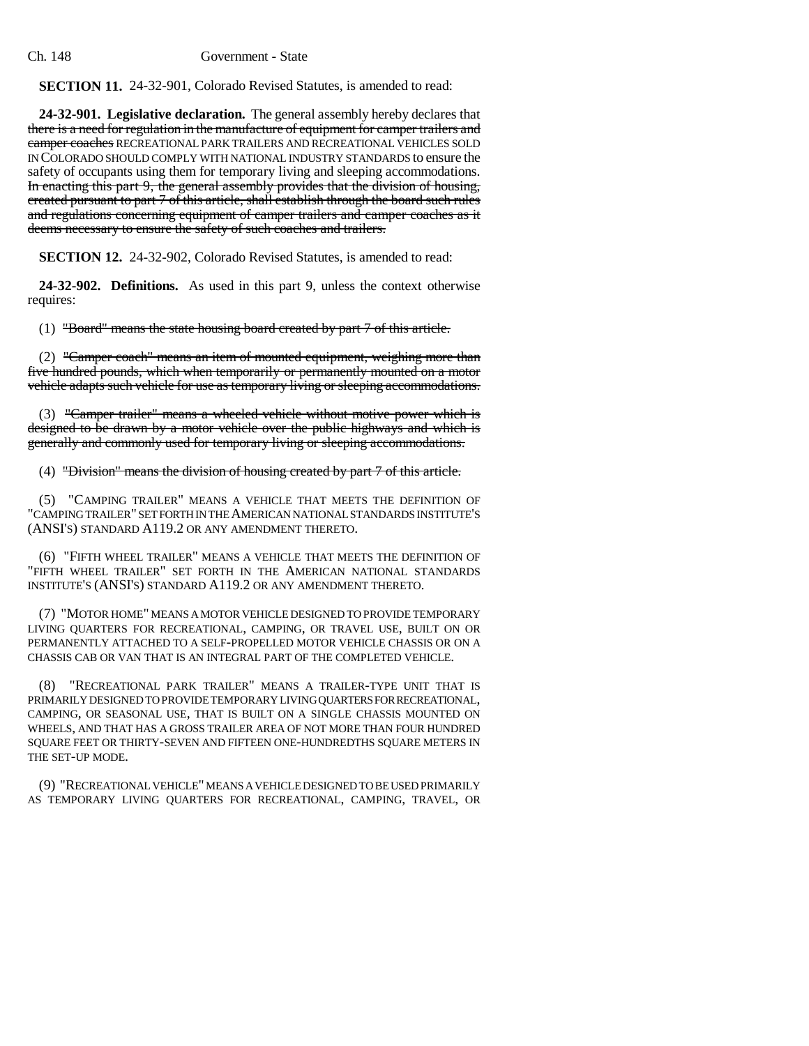**SECTION 11.** 24-32-901, Colorado Revised Statutes, is amended to read:

**24-32-901. Legislative declaration.** The general assembly hereby declares that ~~there is a need for regulation in the manufacture of equipment for camper trailers and camper coaches~~ RECREATIONAL PARK TRAILERS AND RECREATIONAL VEHICLES SOLD IN COLORADO SHOULD COMPLY WITH NATIONAL INDUSTRY STANDARDS to ensure the safety of occupants using them for temporary living and sleeping accommodations. ~~In enacting this part 9, the general assembly provides that the division of housing, created pursuant to part 7 of this article, shall establish through the board such rules and regulations concerning equipment of camper trailers and camper coaches as it deems necessary to ensure the safety of such coaches and trailers.~~

**SECTION 12.** 24-32-902, Colorado Revised Statutes, is amended to read:

**24-32-902. Definitions.** As used in this part 9, unless the context otherwise requires:

(1) ~~"Board" means the state housing board created by part 7 of this article.~~

(2) ~~"Camper coach" means an item of mounted equipment, weighing more than five hundred pounds, which when temporarily or permanently mounted on a motor vehicle adapts such vehicle for use as temporary living or sleeping accommodations.~~

(3) ~~"Camper trailer" means a wheeled vehicle without motive power which is designed to be drawn by a motor vehicle over the public highways and which is generally and commonly used for temporary living or sleeping accommodations.~~

(4) ~~"Division" means the division of housing created by part 7 of this article.~~

(5) "CAMPING TRAILER" MEANS A VEHICLE THAT MEETS THE DEFINITION OF "CAMPING TRAILER" SET FORTH IN THE AMERICAN NATIONAL STANDARDS INSTITUTE'S (ANSI'S) STANDARD A119.2 OR ANY AMENDMENT THERETO.

(6) "FIFTH WHEEL TRAILER" MEANS A VEHICLE THAT MEETS THE DEFINITION OF "FIFTH WHEEL TRAILER" SET FORTH IN THE AMERICAN NATIONAL STANDARDS INSTITUTE'S (ANSI'S) STANDARD A119.2 OR ANY AMENDMENT THERETO.

(7) "MOTOR HOME" MEANS A MOTOR VEHICLE DESIGNED TO PROVIDE TEMPORARY LIVING QUARTERS FOR RECREATIONAL, CAMPING, OR TRAVEL USE, BUILT ON OR PERMANENTLY ATTACHED TO A SELF-PROPELLED MOTOR VEHICLE CHASSIS OR ON A CHASSIS CAB OR VAN THAT IS AN INTEGRAL PART OF THE COMPLETED VEHICLE.

(8) "RECREATIONAL PARK TRAILER" MEANS A TRAILER-TYPE UNIT THAT IS PRIMARILY DESIGNED TO PROVIDE TEMPORARY LIVING QUARTERS FOR RECREATIONAL, CAMPING, OR SEASONAL USE, THAT IS BUILT ON A SINGLE CHASSIS MOUNTED ON WHEELS, AND THAT HAS A GROSS TRAILER AREA OF NOT MORE THAN FOUR HUNDRED SQUARE FEET OR THIRTY-SEVEN AND FIFTEEN ONE-HUNDREDTHS SQUARE METERS IN THE SET-UP MODE.

(9) "RECREATIONAL VEHICLE" MEANS A VEHICLE DESIGNED TO BE USED PRIMARILY AS TEMPORARY LIVING QUARTERS FOR RECREATIONAL, CAMPING, TRAVEL, OR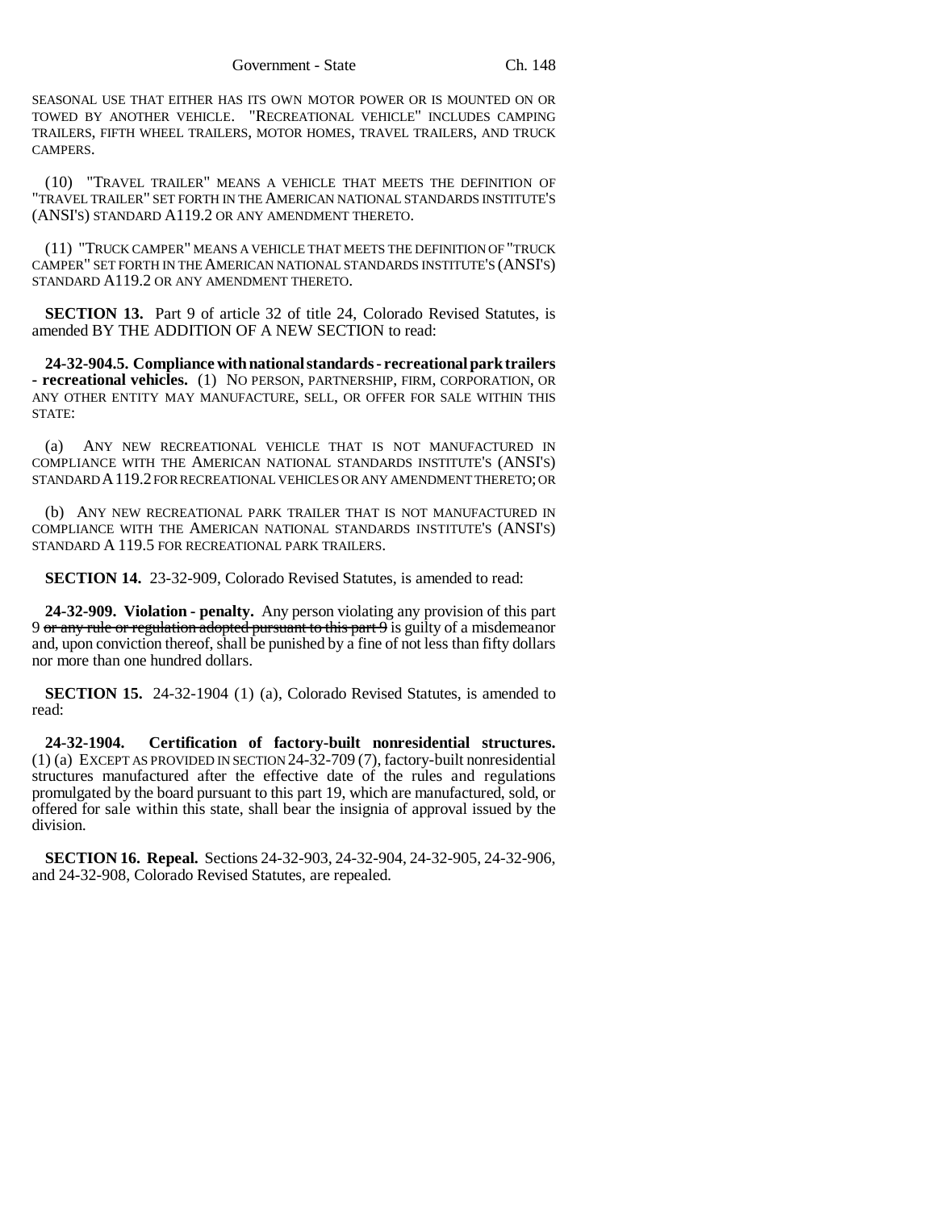SEASONAL USE THAT EITHER HAS ITS OWN MOTOR POWER OR IS MOUNTED ON OR TOWED BY ANOTHER VEHICLE. "RECREATIONAL VEHICLE" INCLUDES CAMPING TRAILERS, FIFTH WHEEL TRAILERS, MOTOR HOMES, TRAVEL TRAILERS, AND TRUCK CAMPERS.

(10) "TRAVEL TRAILER" MEANS A VEHICLE THAT MEETS THE DEFINITION OF "TRAVEL TRAILER" SET FORTH IN THE AMERICAN NATIONAL STANDARDS INSTITUTE'S (ANSI'S) STANDARD A119.2 OR ANY AMENDMENT THERETO.

(11) "TRUCK CAMPER" MEANS A VEHICLE THAT MEETS THE DEFINITION OF "TRUCK CAMPER" SET FORTH IN THE AMERICAN NATIONAL STANDARDS INSTITUTE'S (ANSI'S) STANDARD A119.2 OR ANY AMENDMENT THERETO.

**SECTION 13.** Part 9 of article 32 of title 24, Colorado Revised Statutes, is amended BY THE ADDITION OF A NEW SECTION to read:

**24-32-904.5. Compliance with national standards - recreational park trailers - recreational vehicles.** (1) NO PERSON, PARTNERSHIP, FIRM, CORPORATION, OR ANY OTHER ENTITY MAY MANUFACTURE, SELL, OR OFFER FOR SALE WITHIN THIS STATE:

(a) ANY NEW RECREATIONAL VEHICLE THAT IS NOT MANUFACTURED IN COMPLIANCE WITH THE AMERICAN NATIONAL STANDARDS INSTITUTE'S (ANSI'S) STANDARD A 119.2 FOR RECREATIONAL VEHICLES OR ANY AMENDMENT THERETO; OR

(b) ANY NEW RECREATIONAL PARK TRAILER THAT IS NOT MANUFACTURED IN COMPLIANCE WITH THE AMERICAN NATIONAL STANDARDS INSTITUTE'S (ANSI'S) STANDARD A 119.5 FOR RECREATIONAL PARK TRAILERS.

**SECTION 14.** 23-32-909, Colorado Revised Statutes, is amended to read:

**24-32-909. Violation - penalty.** Any person violating any provision of this part 9 ~~or any rule or regulation adopted pursuant to this part 9~~ is guilty of a misdemeanor and, upon conviction thereof, shall be punished by a fine of not less than fifty dollars nor more than one hundred dollars.

**SECTION 15.** 24-32-1904 (1) (a), Colorado Revised Statutes, is amended to read:

**24-32-1904. Certification of factory-built nonresidential structures.** (1) (a) EXCEPT AS PROVIDED IN SECTION 24-32-709 (7), factory-built nonresidential structures manufactured after the effective date of the rules and regulations promulgated by the board pursuant to this part 19, which are manufactured, sold, or offered for sale within this state, shall bear the insignia of approval issued by the division.

**SECTION 16. Repeal.** Sections 24-32-903, 24-32-904, 24-32-905, 24-32-906, and 24-32-908, Colorado Revised Statutes, are repealed.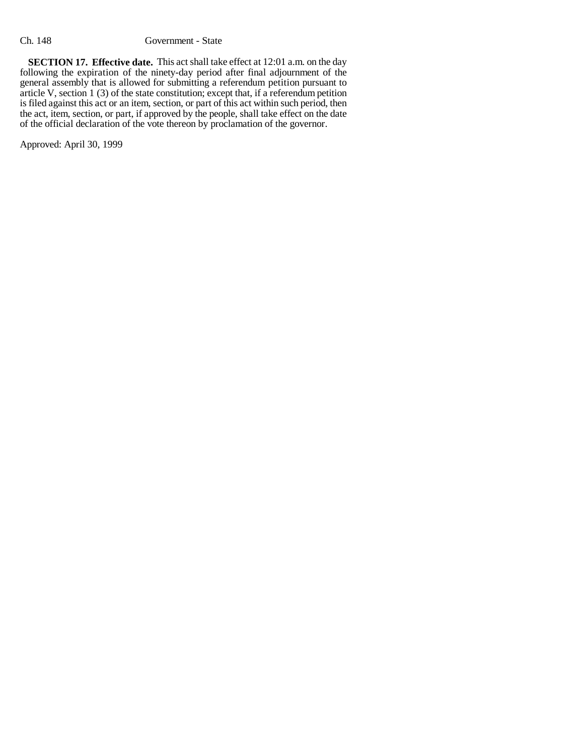**SECTION 17. Effective date.** This act shall take effect at 12:01 a.m. on the day following the expiration of the ninety-day period after final adjournment of the general assembly that is allowed for submitting a referendum petition pursuant to article V, section 1 (3) of the state constitution; except that, if a referendum petition is filed against this act or an item, section, or part of this act within such period, then the act, item, section, or part, if approved by the people, shall take effect on the date of the official declaration of the vote thereon by proclamation of the governor.

Approved: April 30, 1999